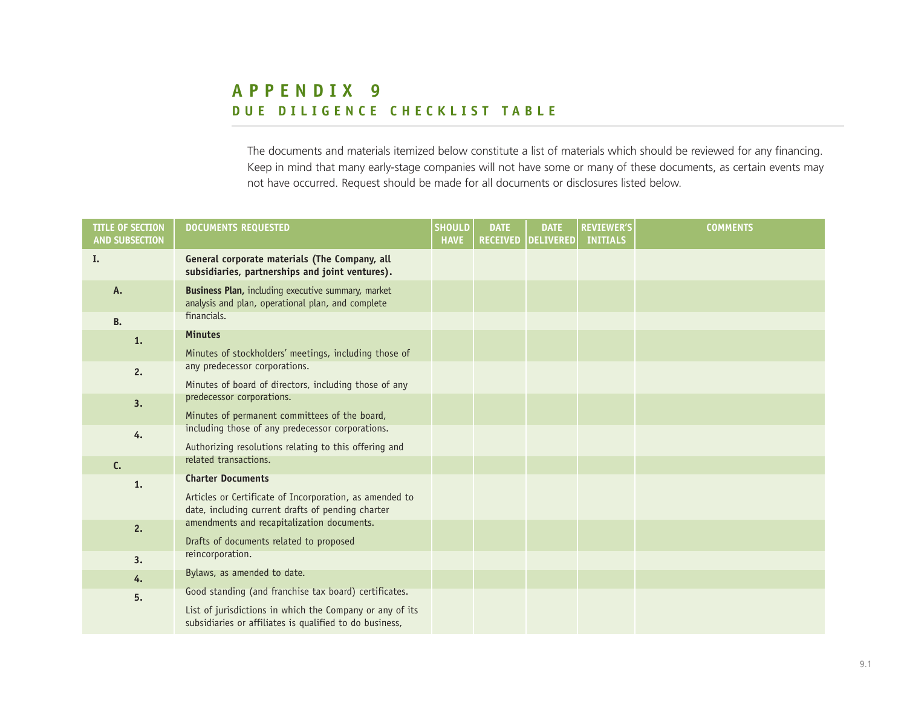# APPENDIX 9

## DUE DILIGENCE CHECKLIST TABLE

The documents and materials itemized below constitute a list of materials which should be reviewed for any financing. Keep in mind that many early-stage companies will not have some or many of these documents, as certain events may not have occurred. Request should be made for all documents or disclosures listed below.

| TITLE OF SECTION AND SUBSECTION | DOCUMENTS REQUESTED | SHOULD HAVE | DATE RECEIVED | DATE DELIVERED | REVIEWER'S INITIALS | COMMENTS |
|---|---|---|---|---|---|---|
| I. | **General corporate materials (The Company, all subsidiaries, partnerships and joint ventures).** | | | | | |
| A. | **Business Plan,** including executive summary, market analysis and plan, operational plan, and complete financials. | | | | | |
| B. | **Minutes** | | | | | |
| 1. | Minutes of stockholders' meetings, including those of any predecessor corporations. | | | | | |
| 2. | Minutes of board of directors, including those of any predecessor corporations. | | | | | |
| 3. | Minutes of permanent committees of the board, including those of any predecessor corporations. | | | | | |
| 4. | Authorizing resolutions relating to this offering and related transactions. | | | | | |
| C. | **Charter Documents** | | | | | |
| 1. | Articles or Certificate of Incorporation, as amended to date, including current drafts of pending charter amendments and recapitalization documents. | | | | | |
| 2. | Drafts of documents related to proposed reincorporation. | | | | | |
| 3. | Bylaws, as amended to date. | | | | | |
| 4. | Good standing (and franchise tax board) certificates. | | | | | |
| 5. | List of jurisdictions in which the Company or any of its subsidiaries or affiliates is qualified to do business, | | | | | |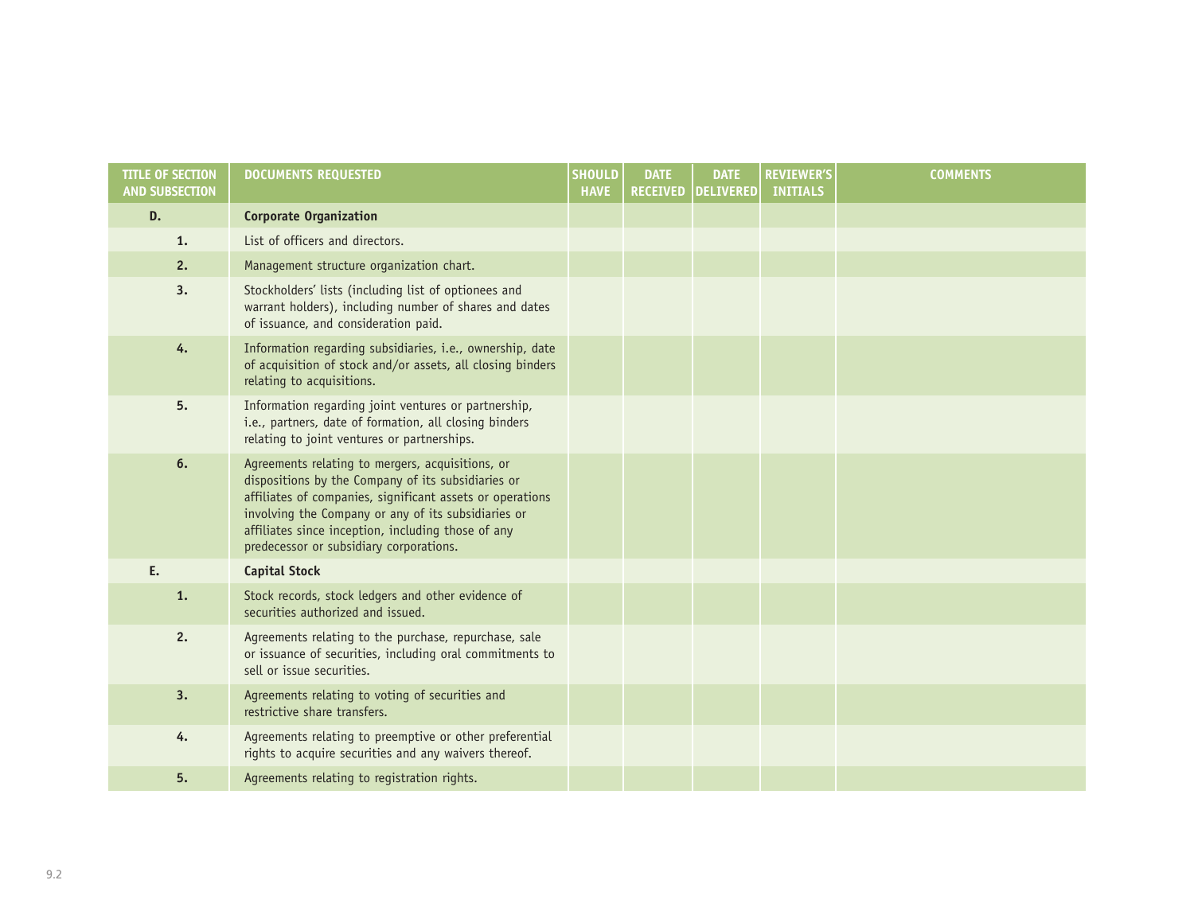| TITLE OF SECTION AND SUBSECTION | DOCUMENTS REQUESTED | SHOULD HAVE | DATE RECEIVED | DATE DELIVERED | REVIEWER'S INITIALS | COMMENTS |
|---|---|---|---|---|---|---|
| D. | **Corporate Organization** | | | | | |
| 1. | List of officers and directors. | | | | | |
| 2. | Management structure organization chart. | | | | | |
| 3. | Stockholders' lists (including list of optionees and warrant holders), including number of shares and dates of issuance, and consideration paid. | | | | | |
| 4. | Information regarding subsidiaries, i.e., ownership, date of acquisition of stock and/or assets, all closing binders relating to acquisitions. | | | | | |
| 5. | Information regarding joint ventures or partnership, i.e., partners, date of formation, all closing binders relating to joint ventures or partnerships. | | | | | |
| 6. | Agreements relating to mergers, acquisitions, or dispositions by the Company of its subsidiaries or affiliates of companies, significant assets or operations involving the Company or any of its subsidiaries or affiliates since inception, including those of any predecessor or subsidiary corporations. | | | | | |
| E. | **Capital Stock** | | | | | |
| 1. | Stock records, stock ledgers and other evidence of securities authorized and issued. | | | | | |
| 2. | Agreements relating to the purchase, repurchase, sale or issuance of securities, including oral commitments to sell or issue securities. | | | | | |
| 3. | Agreements relating to voting of securities and restrictive share transfers. | | | | | |
| 4. | Agreements relating to preemptive or other preferential rights to acquire securities and any waivers thereof. | | | | | |
| 5. | Agreements relating to registration rights. | | | | | |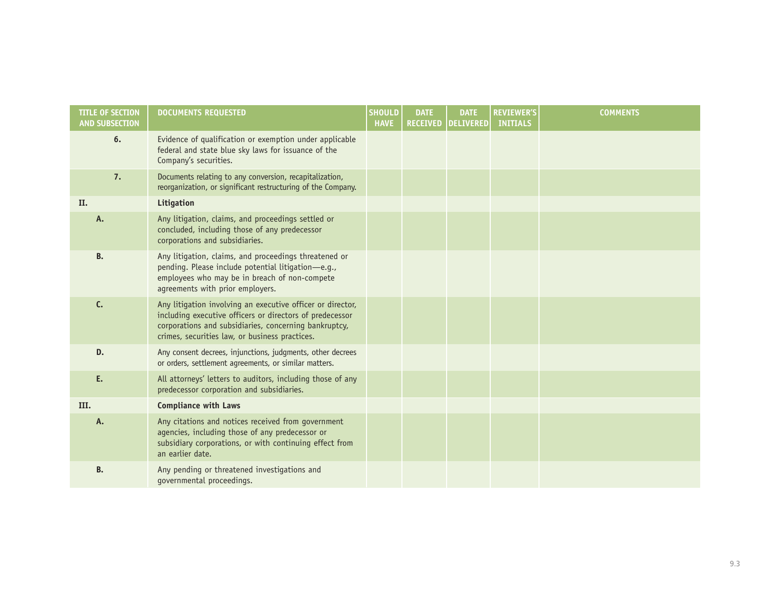| TITLE OF SECTION AND SUBSECTION | DOCUMENTS REQUESTED | SHOULD HAVE | DATE RECEIVED | DATE DELIVERED | REVIEWER'S INITIALS | COMMENTS |
|---|---|---|---|---|---|---|
| 6. | Evidence of qualification or exemption under applicable federal and state blue sky laws for issuance of the Company's securities. | | | | | |
| 7. | Documents relating to any conversion, recapitalization, reorganization, or significant restructuring of the Company. | | | | | |
| II. | **Litigation** | | | | | |
| A. | Any litigation, claims, and proceedings settled or concluded, including those of any predecessor corporations and subsidiaries. | | | | | |
| B. | Any litigation, claims, and proceedings threatened or pending. Please include potential litigation—e.g., employees who may be in breach of non-compete agreements with prior employers. | | | | | |
| C. | Any litigation involving an executive officer or director, including executive officers or directors of predecessor corporations and subsidiaries, concerning bankruptcy, crimes, securities law, or business practices. | | | | | |
| D. | Any consent decrees, injunctions, judgments, other decrees or orders, settlement agreements, or similar matters. | | | | | |
| E. | All attorneys' letters to auditors, including those of any predecessor corporation and subsidiaries. | | | | | |
| III. | **Compliance with Laws** | | | | | |
| A. | Any citations and notices received from government agencies, including those of any predecessor or subsidiary corporations, or with continuing effect from an earlier date. | | | | | |
| B. | Any pending or threatened investigations and governmental proceedings. | | | | | |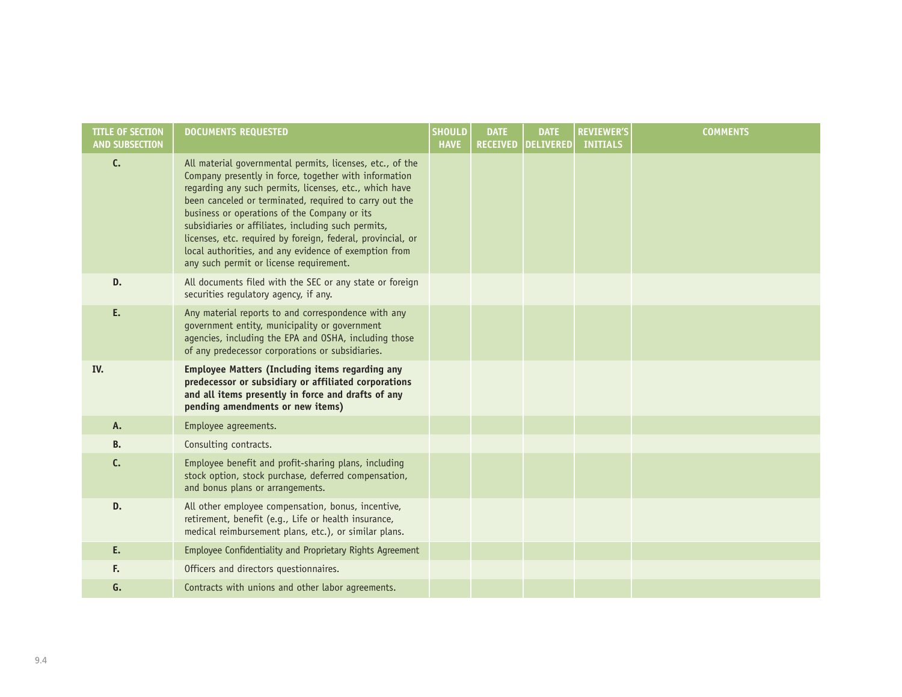| TITLE OF SECTION AND SUBSECTION | DOCUMENTS REQUESTED | SHOULD HAVE | DATE RECEIVED | DATE DELIVERED | REVIEWER'S INITIALS | COMMENTS |
|---|---|---|---|---|---|---|
| C. | All material governmental permits, licenses, etc., of the Company presently in force, together with information regarding any such permits, licenses, etc., which have been canceled or terminated, required to carry out the business or operations of the Company or its subsidiaries or affiliates, including such permits, licenses, etc. required by foreign, federal, provincial, or local authorities, and any evidence of exemption from any such permit or license requirement. | | | | | |
| D. | All documents filed with the SEC or any state or foreign securities regulatory agency, if any. | | | | | |
| E. | Any material reports to and correspondence with any government entity, municipality or government agencies, including the EPA and OSHA, including those of any predecessor corporations or subsidiaries. | | | | | |
| **IV.** | **Employee Matters (Including items regarding any predecessor or subsidiary or affiliated corporations and all items presently in force and drafts of any pending amendments or new items)** | | | | | |
| A. | Employee agreements. | | | | | |
| B. | Consulting contracts. | | | | | |
| C. | Employee benefit and profit-sharing plans, including stock option, stock purchase, deferred compensation, and bonus plans or arrangements. | | | | | |
| D. | All other employee compensation, bonus, incentive, retirement, benefit (e.g., Life or health insurance, medical reimbursement plans, etc.), or similar plans. | | | | | |
| E. | Employee Confidentiality and Proprietary Rights Agreement | | | | | |
| F. | Officers and directors questionnaires. | | | | | |
| G. | Contracts with unions and other labor agreements. | | | | | |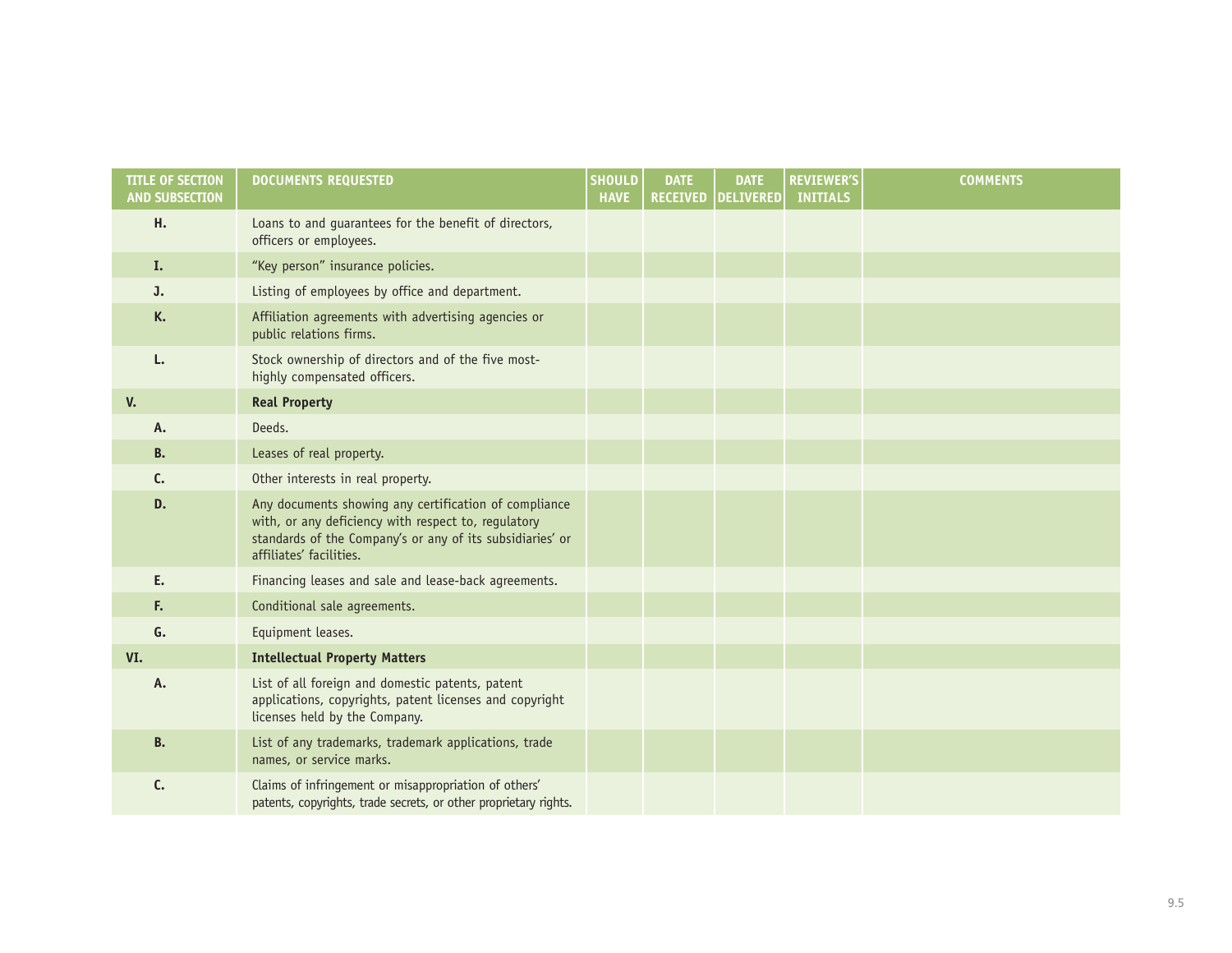| TITLE OF SECTION AND SUBSECTION | DOCUMENTS REQUESTED | SHOULD HAVE | DATE RECEIVED | DATE DELIVERED | REVIEWER'S INITIALS | COMMENTS |
|---|---|---|---|---|---|---|
| H. | Loans to and guarantees for the benefit of directors, officers or employees. | | | | | |
| I. | "Key person" insurance policies. | | | | | |
| J. | Listing of employees by office and department. | | | | | |
| K. | Affiliation agreements with advertising agencies or public relations firms. | | | | | |
| L. | Stock ownership of directors and of the five most-highly compensated officers. | | | | | |
| V. | **Real Property** | | | | | |
| A. | Deeds. | | | | | |
| B. | Leases of real property. | | | | | |
| C. | Other interests in real property. | | | | | |
| D. | Any documents showing any certification of compliance with, or any deficiency with respect to, regulatory standards of the Company's or any of its subsidiaries' or affiliates' facilities. | | | | | |
| E. | Financing leases and sale and lease-back agreements. | | | | | |
| F. | Conditional sale agreements. | | | | | |
| G. | Equipment leases. | | | | | |
| VI. | **Intellectual Property Matters** | | | | | |
| A. | List of all foreign and domestic patents, patent applications, copyrights, patent licenses and copyright licenses held by the Company. | | | | | |
| B. | List of any trademarks, trademark applications, trade names, or service marks. | | | | | |
| C. | Claims of infringement or misappropriation of others' patents, copyrights, trade secrets, or other proprietary rights. | | | | | |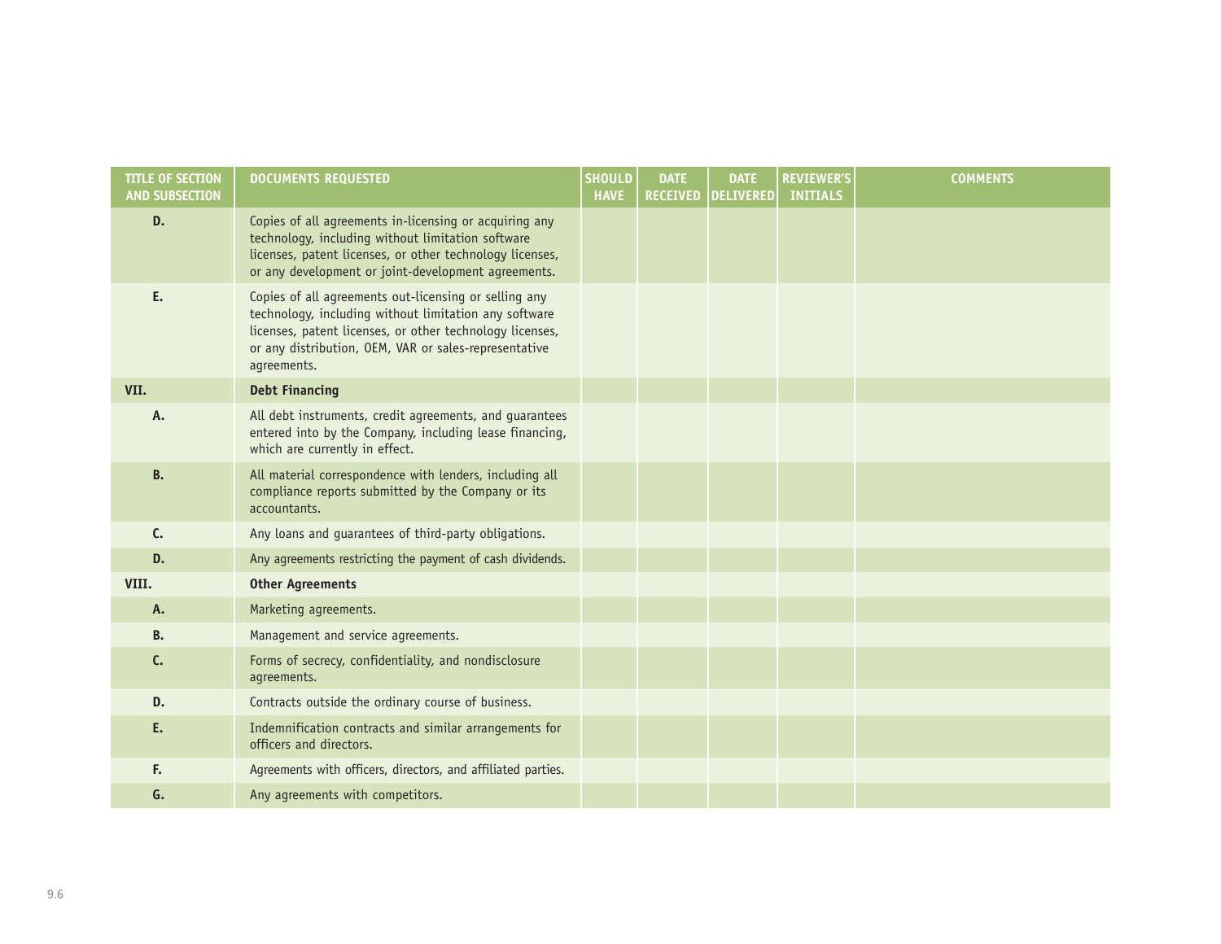| TITLE OF SECTION AND SUBSECTION | DOCUMENTS REQUESTED | SHOULD HAVE | DATE RECEIVED | DATE DELIVERED | REVIEWER'S INITIALS | COMMENTS |
|---|---|---|---|---|---|---|
| D. | Copies of all agreements in-licensing or acquiring any technology, including without limitation software licenses, patent licenses, or other technology licenses, or any development or joint-development agreements. | | | | | |
| E. | Copies of all agreements out-licensing or selling any technology, including without limitation any software licenses, patent licenses, or other technology licenses, or any distribution, OEM, VAR or sales-representative agreements. | | | | | |
| **VII.** | **Debt Financing** | | | | | |
| A. | All debt instruments, credit agreements, and guarantees entered into by the Company, including lease financing, which are currently in effect. | | | | | |
| B. | All material correspondence with lenders, including all compliance reports submitted by the Company or its accountants. | | | | | |
| C. | Any loans and guarantees of third-party obligations. | | | | | |
| D. | Any agreements restricting the payment of cash dividends. | | | | | |
| **VIII.** | **Other Agreements** | | | | | |
| A. | Marketing agreements. | | | | | |
| B. | Management and service agreements. | | | | | |
| C. | Forms of secrecy, confidentiality, and nondisclosure agreements. | | | | | |
| D. | Contracts outside the ordinary course of business. | | | | | |
| E. | Indemnification contracts and similar arrangements for officers and directors. | | | | | |
| F. | Agreements with officers, directors, and affiliated parties. | | | | | |
| G. | Any agreements with competitors. | | | | | |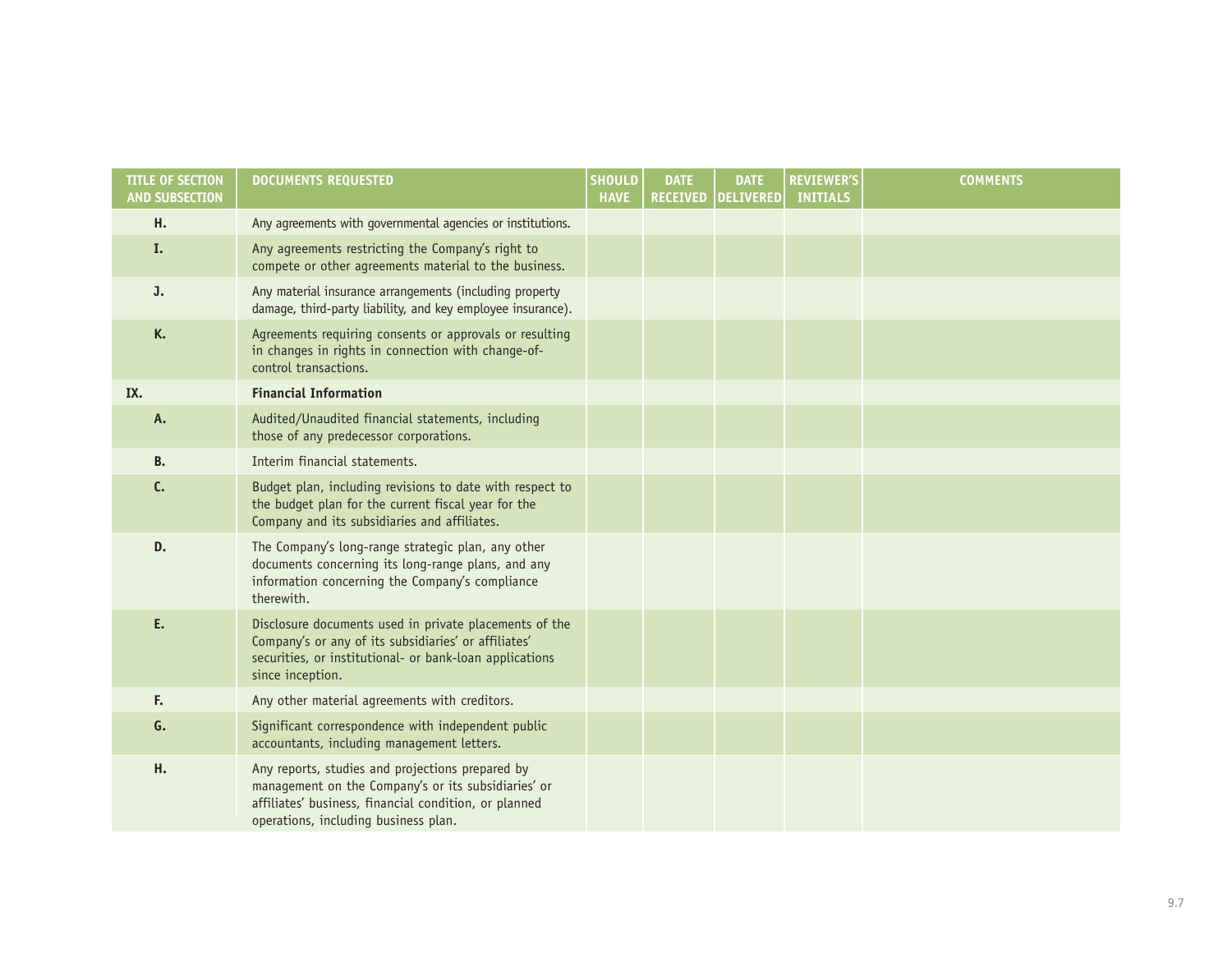| TITLE OF SECTION AND SUBSECTION | DOCUMENTS REQUESTED | SHOULD HAVE | DATE RECEIVED | DATE DELIVERED | REVIEWER'S INITIALS | COMMENTS |
|---|---|---|---|---|---|---|
| H. | Any agreements with governmental agencies or institutions. | | | | | |
| I. | Any agreements restricting the Company's right to compete or other agreements material to the business. | | | | | |
| J. | Any material insurance arrangements (including property damage, third-party liability, and key employee insurance). | | | | | |
| K. | Agreements requiring consents or approvals or resulting in changes in rights in connection with change-of-control transactions. | | | | | |
| IX. | **Financial Information** | | | | | |
| A. | Audited/Unaudited financial statements, including those of any predecessor corporations. | | | | | |
| B. | Interim financial statements. | | | | | |
| C. | Budget plan, including revisions to date with respect to the budget plan for the current fiscal year for the Company and its subsidiaries and affiliates. | | | | | |
| D. | The Company's long-range strategic plan, any other documents concerning its long-range plans, and any information concerning the Company's compliance therewith. | | | | | |
| E. | Disclosure documents used in private placements of the Company's or any of its subsidiaries' or affiliates' securities, or institutional- or bank-loan applications since inception. | | | | | |
| F. | Any other material agreements with creditors. | | | | | |
| G. | Significant correspondence with independent public accountants, including management letters. | | | | | |
| H. | Any reports, studies and projections prepared by management on the Company's or its subsidiaries' or affiliates' business, financial condition, or planned operations, including business plan. | | | | | |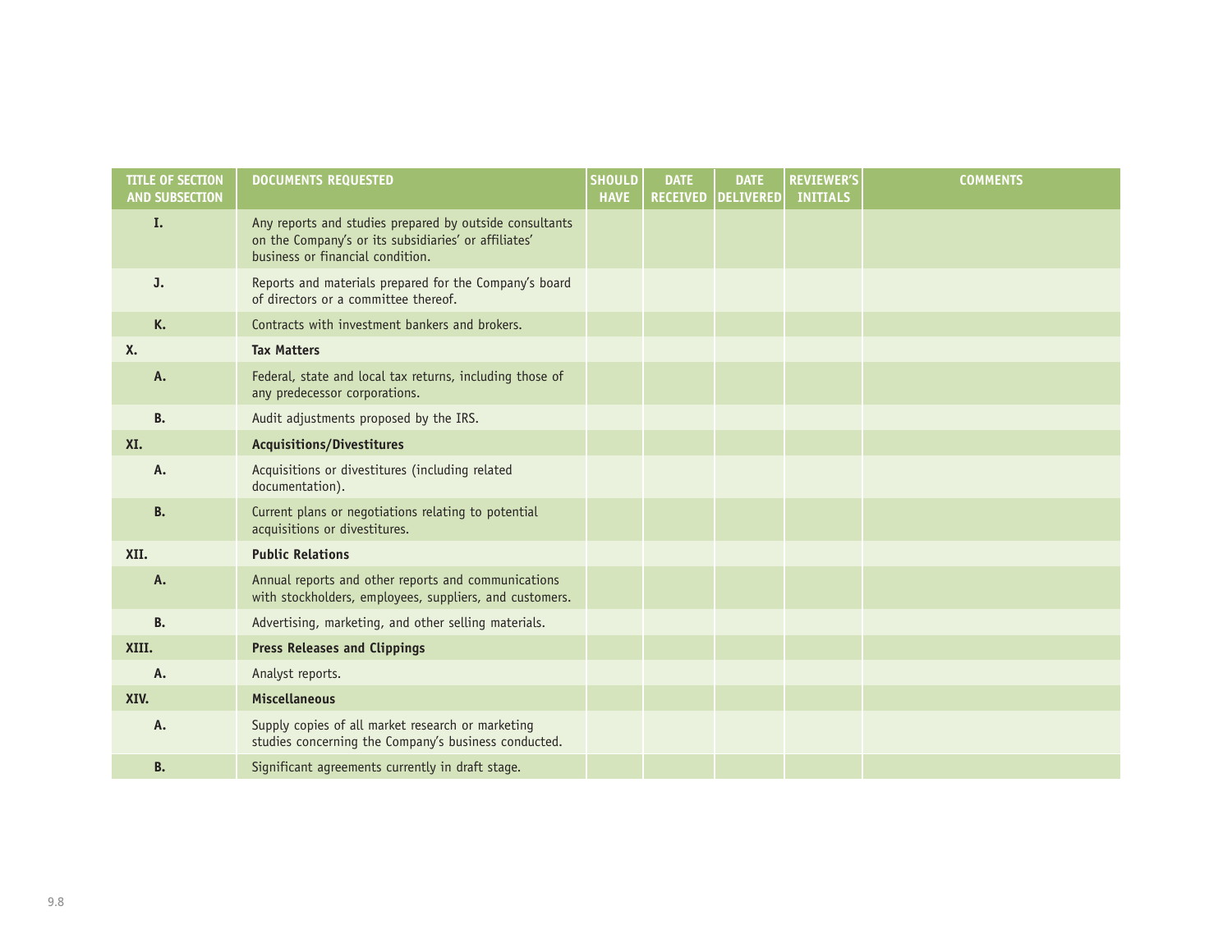| TITLE OF SECTION AND SUBSECTION | DOCUMENTS REQUESTED | SHOULD HAVE | DATE RECEIVED | DATE DELIVERED | REVIEWER'S INITIALS | COMMENTS |
|---|---|---|---|---|---|---|
| I. | Any reports and studies prepared by outside consultants on the Company's or its subsidiaries' or affiliates' business or financial condition. | | | | | |
| J. | Reports and materials prepared for the Company's board of directors or a committee thereof. | | | | | |
| K. | Contracts with investment bankers and brokers. | | | | | |
| **X.** | **Tax Matters** | | | | | |
| A. | Federal, state and local tax returns, including those of any predecessor corporations. | | | | | |
| B. | Audit adjustments proposed by the IRS. | | | | | |
| **XI.** | **Acquisitions/Divestitures** | | | | | |
| A. | Acquisitions or divestitures (including related documentation). | | | | | |
| B. | Current plans or negotiations relating to potential acquisitions or divestitures. | | | | | |
| **XII.** | **Public Relations** | | | | | |
| A. | Annual reports and other reports and communications with stockholders, employees, suppliers, and customers. | | | | | |
| B. | Advertising, marketing, and other selling materials. | | | | | |
| **XIII.** | **Press Releases and Clippings** | | | | | |
| A. | Analyst reports. | | | | | |
| **XIV.** | **Miscellaneous** | | | | | |
| A. | Supply copies of all market research or marketing studies concerning the Company's business conducted. | | | | | |
| B. | Significant agreements currently in draft stage. | | | | | |